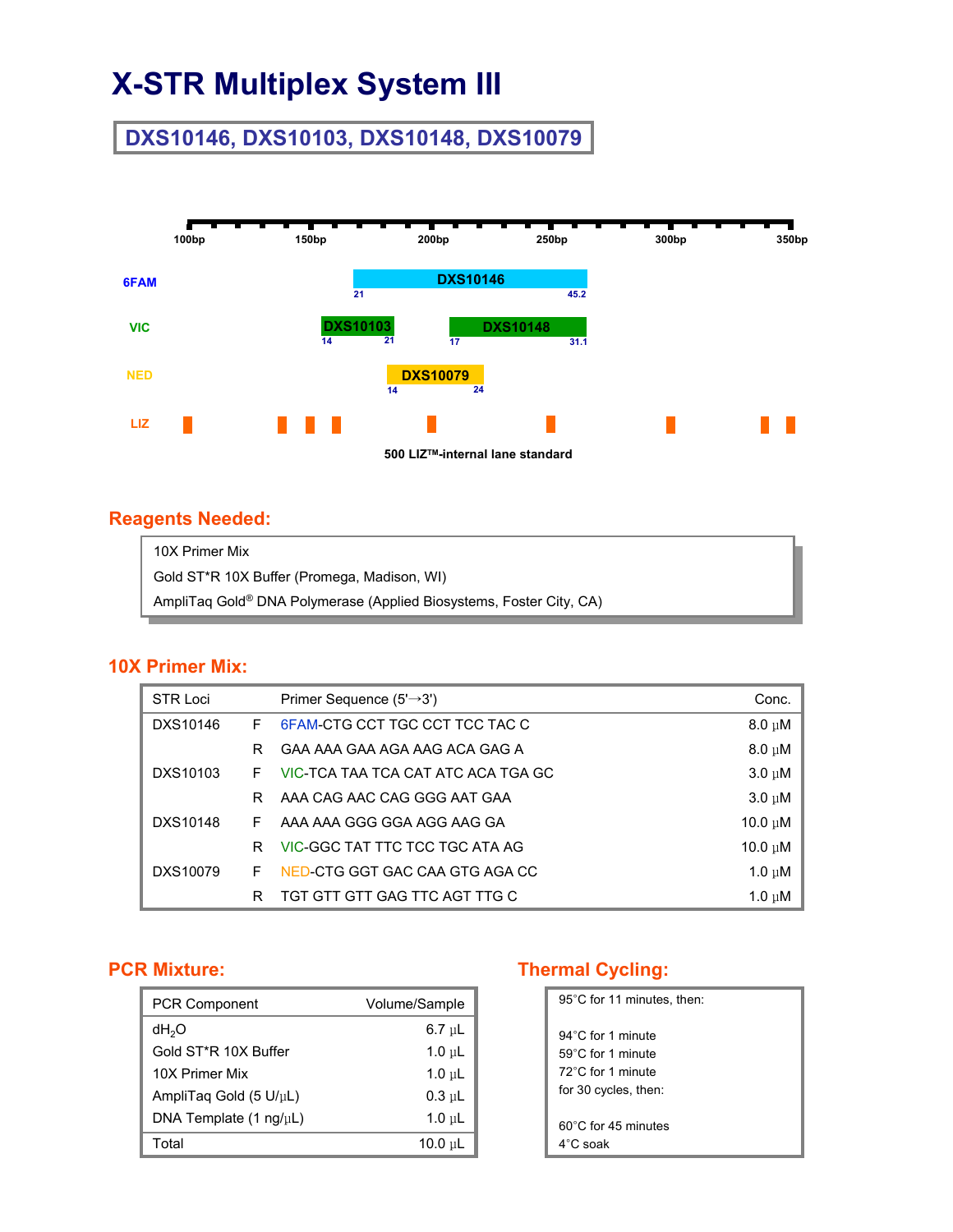# X-STR Multiplex System III

## DXS10146, DXS10103, DXS10148, DXS10079

| Dye | Locus | Allele range |
|---|---|---|
| 6FAM | DXS10146 | 21 – 45.2 |
| VIC | DXS10103 | 14 – 21 |
| VIC | DXS10148 | 17 – 31.1 |
| NED | DXS10079 | 14 – 24 |
| LIZ | 500 LIZ™-internal lane standard | |

Size scale: 100bp, 150bp, 200bp, 250bp, 300bp, 350bp

500 LIZ™-internal lane standard

## Reagents Needed:

- 10X Primer Mix
- Gold ST*R 10X Buffer (Promega, Madison, WI)
- AmpliTaq Gold® DNA Polymerase (Applied Biosystems, Foster City, CA)

## 10X Primer Mix:

| STR Loci | | Primer Sequence (5'→3') | Conc. |
|---|---|---|---|
| DXS10146 | F | 6FAM-CTG CCT TGC CCT TCC TAC C | 8.0 µM |
| | R | GAA AAA GAA AGA AAG ACA GAG A | 8.0 µM |
| DXS10103 | F | VIC-TCA TAA TCA CAT ATC ACA TGA GC | 3.0 µM |
| | R | AAA CAG AAC CAG GGG AAT GAA | 3.0 µM |
| DXS10148 | F | AAA AAA GGG GGA AGG AAG GA | 10.0 µM |
| | R | VIC-GGC TAT TTC TCC TGC ATA AG | 10.0 µM |
| DXS10079 | F | NED-CTG GGT GAC CAA GTG AGA CC | 1.0 µM |
| | R | TGT GTT GTT GAG TTC AGT TTG C | 1.0 µM |

## PCR Mixture:

| PCR Component | Volume/Sample |
|---|---|
| $dH_2O$ | 6.7 µL |
| Gold ST*R 10X Buffer | 1.0 µL |
| 10X Primer Mix | 1.0 µL |
| AmpliTaq Gold (5 U/µL) | 0.3 µL |
| DNA Template (1 ng/µL) | 1.0 µL |
| Total | 10.0 µL |

## Thermal Cycling:

95°C for 11 minutes, then:

94°C for 1 minute
59°C for 1 minute
72°C for 1 minute
for 30 cycles, then:

60°C for 45 minutes
4°C soak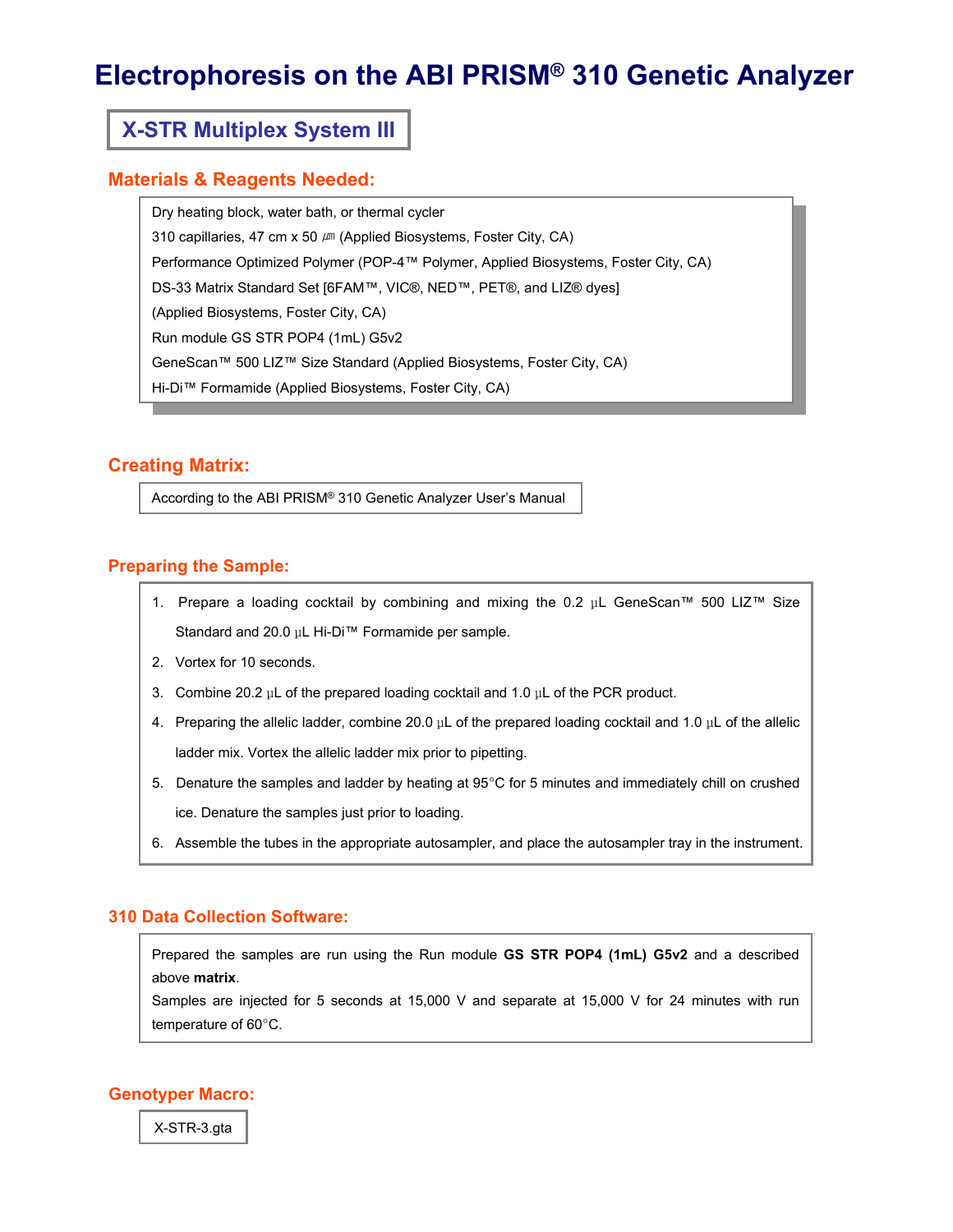# Electrophoresis on the ABI PRISM® 310 Genetic Analyzer

## X-STR Multiplex System III

### Materials & Reagents Needed:

Dry heating block, water bath, or thermal cycler

310 capillaries, 47 cm x 50 ㎛ (Applied Biosystems, Foster City, CA)

Performance Optimized Polymer (POP-4™ Polymer, Applied Biosystems, Foster City, CA)

DS-33 Matrix Standard Set [6FAM™, VIC®, NED™, PET®, and LIZ® dyes]

(Applied Biosystems, Foster City, CA)

Run module GS STR POP4 (1mL) G5v2

GeneScan™ 500 LIZ™ Size Standard (Applied Biosystems, Foster City, CA)

Hi-Di™ Formamide (Applied Biosystems, Foster City, CA)

### Creating Matrix:

According to the ABI PRISM® 310 Genetic Analyzer User's Manual

### Preparing the Sample:

1. Prepare a loading cocktail by combining and mixing the 0.2 µL GeneScan™ 500 LIZ™ Size Standard and 20.0 µL Hi-Di™ Formamide per sample.
2. Vortex for 10 seconds.
3. Combine 20.2 µL of the prepared loading cocktail and 1.0 µL of the PCR product.
4. Preparing the allelic ladder, combine 20.0 µL of the prepared loading cocktail and 1.0 µL of the allelic ladder mix. Vortex the allelic ladder mix prior to pipetting.
5. Denature the samples and ladder by heating at 95°C for 5 minutes and immediately chill on crushed ice. Denature the samples just prior to loading.
6. Assemble the tubes in the appropriate autosampler, and place the autosampler tray in the instrument.

### 310 Data Collection Software:

Prepared the samples are run using the Run module **GS STR POP4 (1mL) G5v2** and a described above **matrix**.

Samples are injected for 5 seconds at 15,000 V and separate at 15,000 V for 24 minutes with run temperature of 60°C.

### Genotyper Macro:

X-STR-3.gta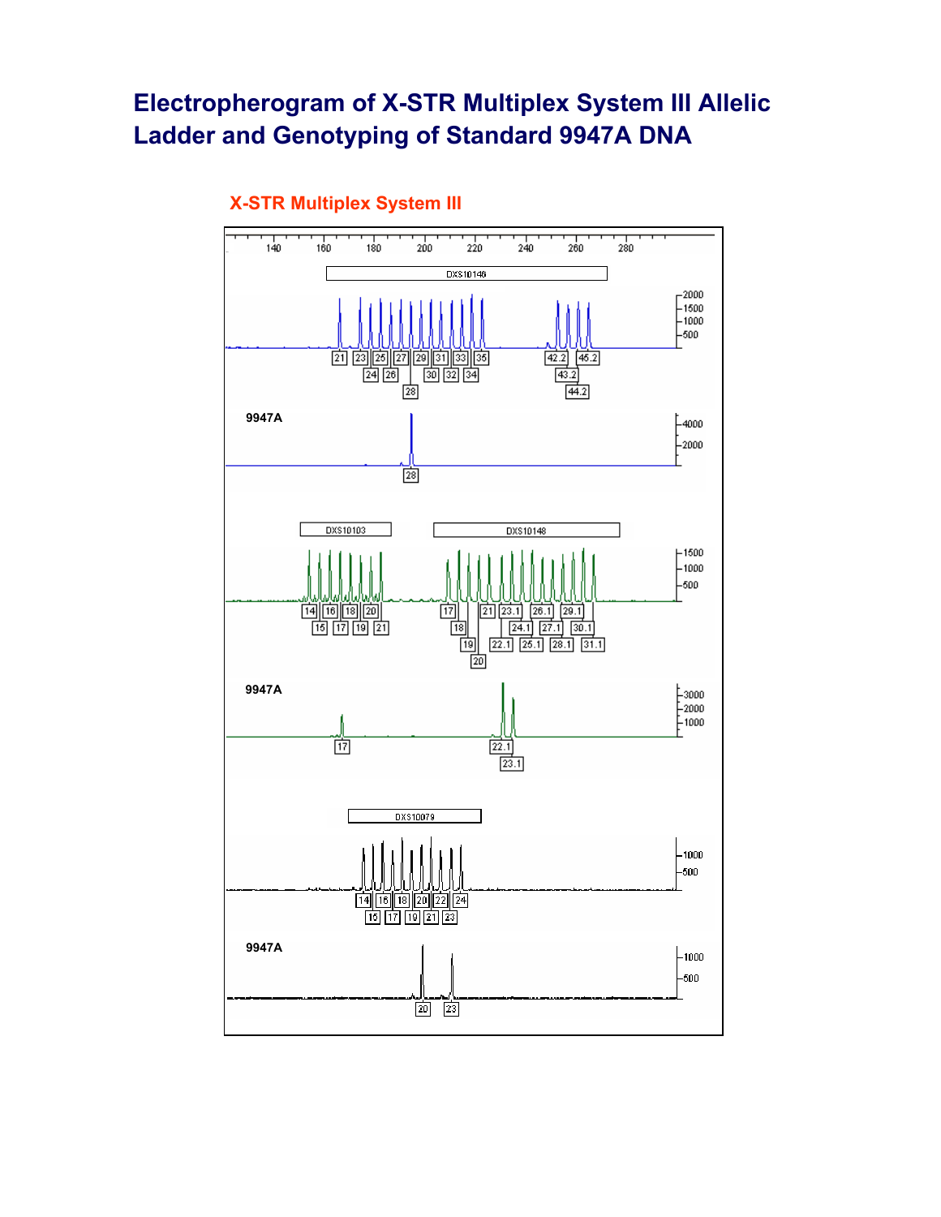# Electropherogram of X-STR Multiplex System III Allelic Ladder and Genotyping of Standard 9947A DNA

## X-STR Multiplex System III

140 160 180 200 220 240 260 280

DXS10146

2000
1500
1000
500

21 23 25 27 29 31 33 35 42.2 45.2
24 26 30 32 34 43.2
28 44.2

9947A

4000
2000

28

DXS10103 DXS10148

1500
1000
500

14 16 18 20 17 21 23.1 26.1 29.1
15 17 19 21 18 24.1 27.1 30.1
19 22.1 25.1 28.1 31.1
20

9947A

3000
2000
1000

17 22.1
23.1

DXS10079

1000
500

14 16 18 20 22 24
15 17 19 21 23

9947A

1000
500

20 23